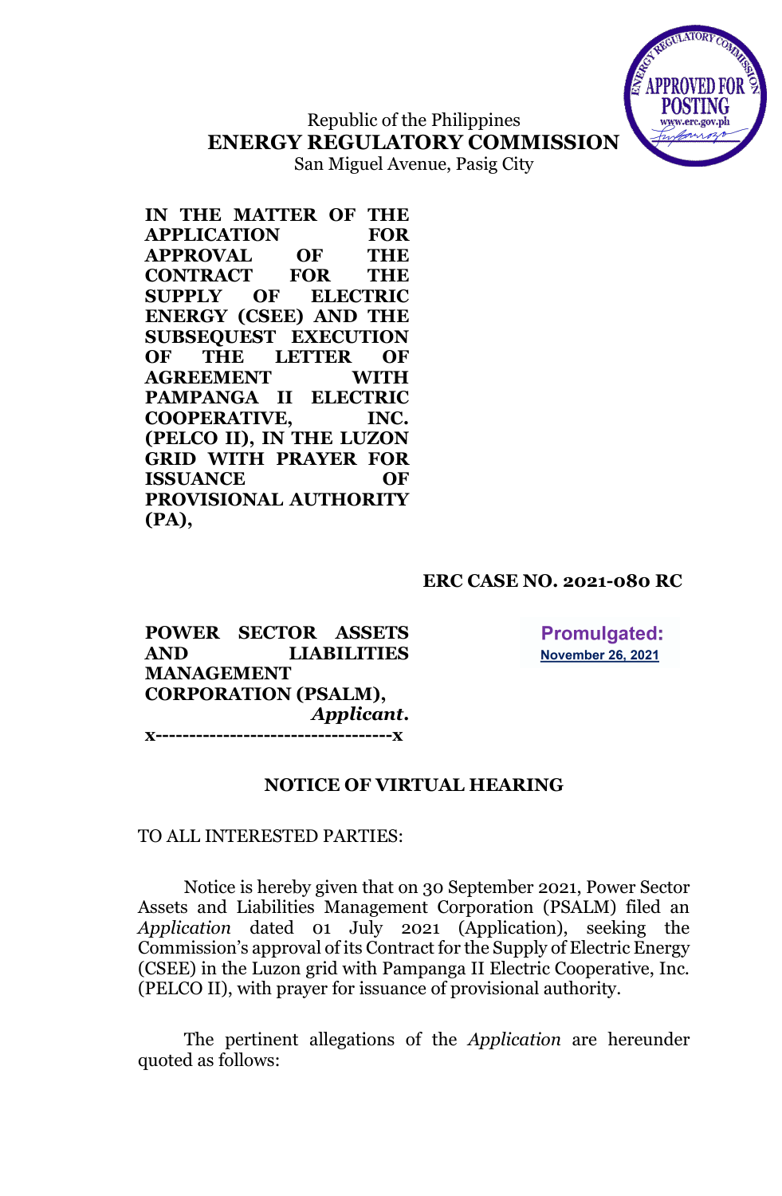Republic of the Philippines
**ENERGY REGULATORY COMMISSION**
San Miguel Avenue, Pasig City

**IN THE MATTER OF THE APPLICATION FOR APPROVAL OF THE CONTRACT FOR THE SUPPLY OF ELECTRIC ENERGY (CSEE) AND THE SUBSEQUEST EXECUTION OF THE LETTER OF AGREEMENT WITH PAMPANGA II ELECTRIC COOPERATIVE, INC. (PELCO II), IN THE LUZON GRID WITH PRAYER FOR ISSUANCE OF PROVISIONAL AUTHORITY (PA),**

**ERC CASE NO. 2021-080 RC**

**POWER SECTOR ASSETS AND LIABILITIES MANAGEMENT CORPORATION (PSALM),**
***Applicant.***
**x-----------------------------------x**

**Promulgated:**
**November 26, 2021**

## NOTICE OF VIRTUAL HEARING

TO ALL INTERESTED PARTIES:

Notice is hereby given that on 30 September 2021, Power Sector Assets and Liabilities Management Corporation (PSALM) filed an *Application* dated 01 July 2021 (Application), seeking the Commission's approval of its Contract for the Supply of Electric Energy (CSEE) in the Luzon grid with Pampanga II Electric Cooperative, Inc. (PELCO II), with prayer for issuance of provisional authority.

The pertinent allegations of the *Application* are hereunder quoted as follows: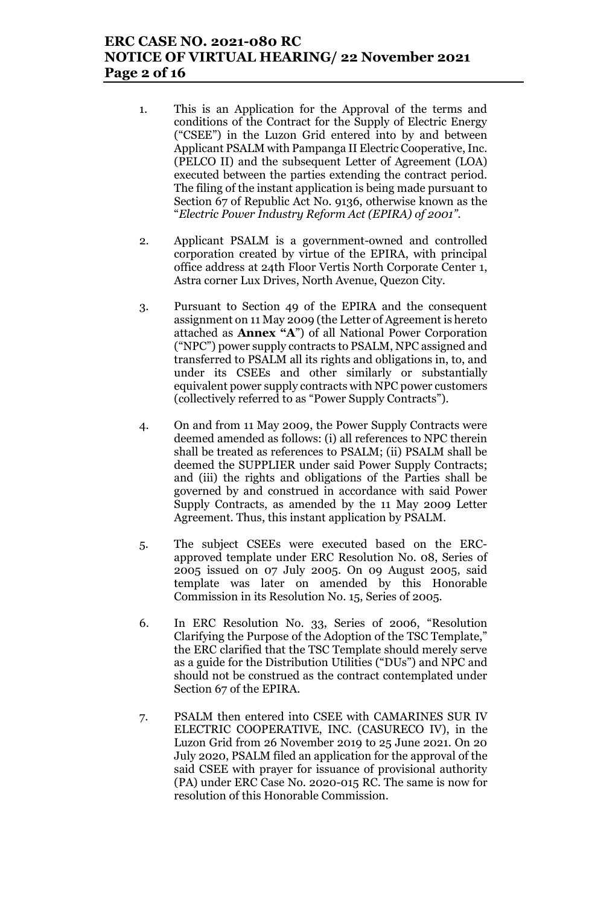1. This is an Application for the Approval of the terms and conditions of the Contract for the Supply of Electric Energy ("CSEE") in the Luzon Grid entered into by and between Applicant PSALM with Pampanga II Electric Cooperative, Inc. (PELCO II) and the subsequent Letter of Agreement (LOA) executed between the parties extending the contract period. The filing of the instant application is being made pursuant to Section 67 of Republic Act No. 9136, otherwise known as the "*Electric Power Industry Reform Act (EPIRA) of 2001*".

2. Applicant PSALM is a government-owned and controlled corporation created by virtue of the EPIRA, with principal office address at 24th Floor Vertis North Corporate Center 1, Astra corner Lux Drives, North Avenue, Quezon City.

3. Pursuant to Section 49 of the EPIRA and the consequent assignment on 11 May 2009 (the Letter of Agreement is hereto attached as **Annex "A"**) of all National Power Corporation ("NPC") power supply contracts to PSALM, NPC assigned and transferred to PSALM all its rights and obligations in, to, and under its CSEEs and other similarly or substantially equivalent power supply contracts with NPC power customers (collectively referred to as "Power Supply Contracts").

4. On and from 11 May 2009, the Power Supply Contracts were deemed amended as follows: (i) all references to NPC therein shall be treated as references to PSALM; (ii) PSALM shall be deemed the SUPPLIER under said Power Supply Contracts; and (iii) the rights and obligations of the Parties shall be governed by and construed in accordance with said Power Supply Contracts, as amended by the 11 May 2009 Letter Agreement. Thus, this instant application by PSALM.

5. The subject CSEEs were executed based on the ERC-approved template under ERC Resolution No. 08, Series of 2005 issued on 07 July 2005. On 09 August 2005, said template was later on amended by this Honorable Commission in its Resolution No. 15, Series of 2005.

6. In ERC Resolution No. 33, Series of 2006, "Resolution Clarifying the Purpose of the Adoption of the TSC Template," the ERC clarified that the TSC Template should merely serve as a guide for the Distribution Utilities ("DUs") and NPC and should not be construed as the contract contemplated under Section 67 of the EPIRA.

7. PSALM then entered into CSEE with CAMARINES SUR IV ELECTRIC COOPERATIVE, INC. (CASURECO IV), in the Luzon Grid from 26 November 2019 to 25 June 2021. On 20 July 2020, PSALM filed an application for the approval of the said CSEE with prayer for issuance of provisional authority (PA) under ERC Case No. 2020-015 RC. The same is now for resolution of this Honorable Commission.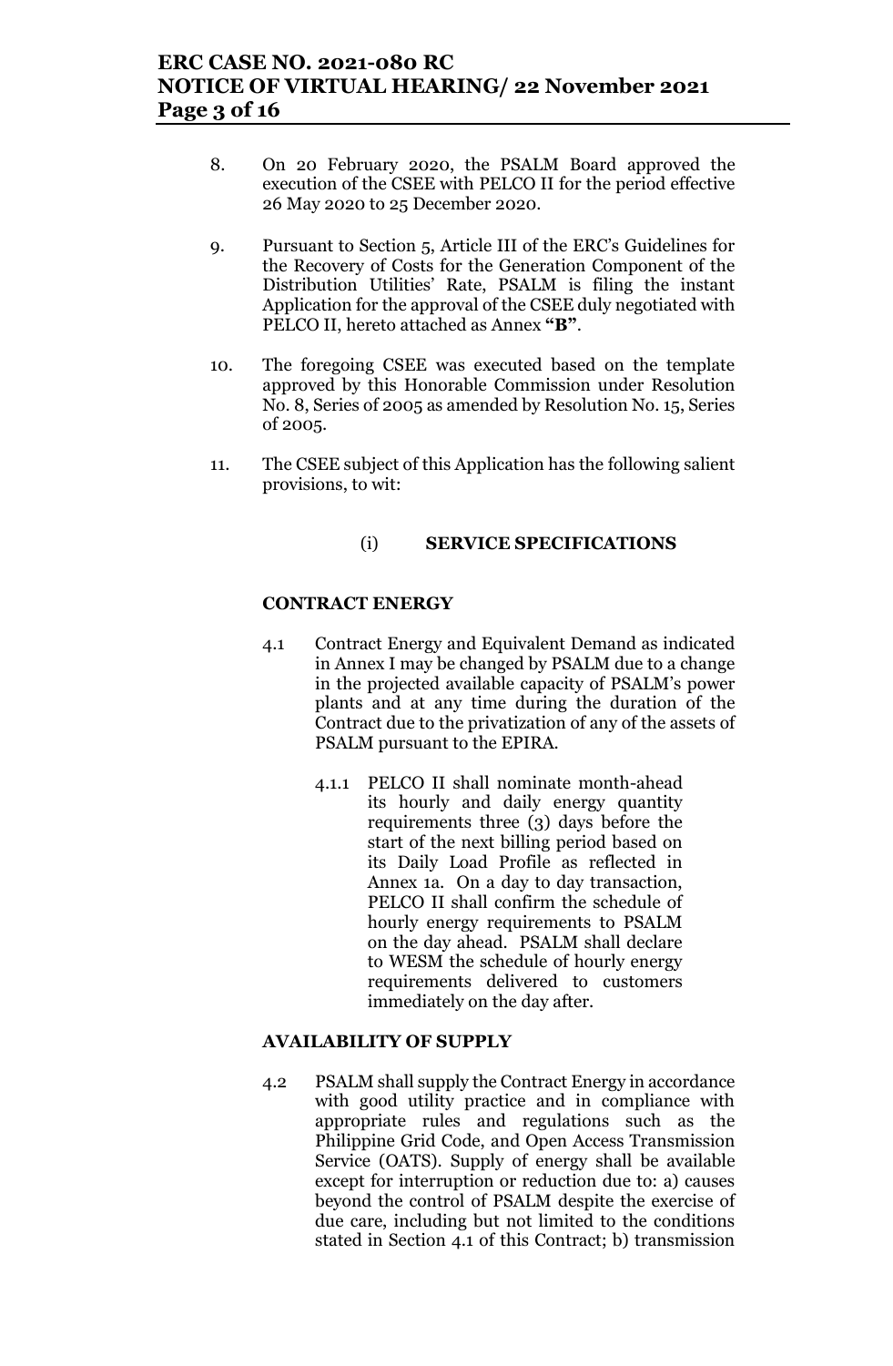8. On 20 February 2020, the PSALM Board approved the execution of the CSEE with PELCO II for the period effective 26 May 2020 to 25 December 2020.

9. Pursuant to Section 5, Article III of the ERC's Guidelines for the Recovery of Costs for the Generation Component of the Distribution Utilities' Rate, PSALM is filing the instant Application for the approval of the CSEE duly negotiated with PELCO II, hereto attached as Annex **"B"**.

10. The foregoing CSEE was executed based on the template approved by this Honorable Commission under Resolution No. 8, Series of 2005 as amended by Resolution No. 15, Series of 2005.

11. The CSEE subject of this Application has the following salient provisions, to wit:

(i) **SERVICE SPECIFICATIONS**

**CONTRACT ENERGY**

4.1 Contract Energy and Equivalent Demand as indicated in Annex I may be changed by PSALM due to a change in the projected available capacity of PSALM's power plants and at any time during the duration of the Contract due to the privatization of any of the assets of PSALM pursuant to the EPIRA.

4.1.1 PELCO II shall nominate month-ahead its hourly and daily energy quantity requirements three (3) days before the start of the next billing period based on its Daily Load Profile as reflected in Annex 1a. On a day to day transaction, PELCO II shall confirm the schedule of hourly energy requirements to PSALM on the day ahead. PSALM shall declare to WESM the schedule of hourly energy requirements delivered to customers immediately on the day after.

**AVAILABILITY OF SUPPLY**

4.2 PSALM shall supply the Contract Energy in accordance with good utility practice and in compliance with appropriate rules and regulations such as the Philippine Grid Code, and Open Access Transmission Service (OATS). Supply of energy shall be available except for interruption or reduction due to: a) causes beyond the control of PSALM despite the exercise of due care, including but not limited to the conditions stated in Section 4.1 of this Contract; b) transmission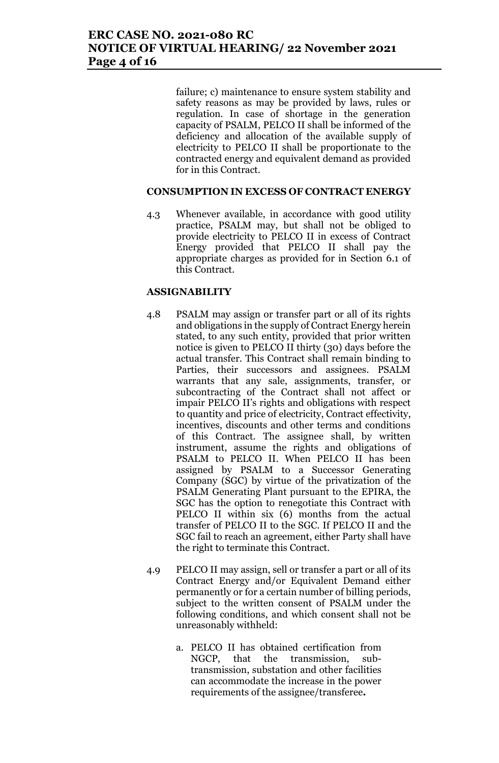failure; c) maintenance to ensure system stability and safety reasons as may be provided by laws, rules or regulation. In case of shortage in the generation capacity of PSALM, PELCO II shall be informed of the deficiency and allocation of the available supply of electricity to PELCO II shall be proportionate to the contracted energy and equivalent demand as provided for in this Contract.

**CONSUMPTION IN EXCESS OF CONTRACT ENERGY**

4.3 Whenever available, in accordance with good utility practice, PSALM may, but shall not be obliged to provide electricity to PELCO II in excess of Contract Energy provided that PELCO II shall pay the appropriate charges as provided for in Section 6.1 of this Contract.

**ASSIGNABILITY**

4.8 PSALM may assign or transfer part or all of its rights and obligations in the supply of Contract Energy herein stated, to any such entity, provided that prior written notice is given to PELCO II thirty (30) days before the actual transfer. This Contract shall remain binding to Parties, their successors and assignees. PSALM warrants that any sale, assignments, transfer, or subcontracting of the Contract shall not affect or impair PELCO II's rights and obligations with respect to quantity and price of electricity, Contract effectivity, incentives, discounts and other terms and conditions of this Contract. The assignee shall, by written instrument, assume the rights and obligations of PSALM to PELCO II. When PELCO II has been assigned by PSALM to a Successor Generating Company (SGC) by virtue of the privatization of the PSALM Generating Plant pursuant to the EPIRA, the SGC has the option to renegotiate this Contract with PELCO II within six (6) months from the actual transfer of PELCO II to the SGC. If PELCO II and the SGC fail to reach an agreement, either Party shall have the right to terminate this Contract.

4.9 PELCO II may assign, sell or transfer a part or all of its Contract Energy and/or Equivalent Demand either permanently or for a certain number of billing periods, subject to the written consent of PSALM under the following conditions, and which consent shall not be unreasonably withheld:

   a. PELCO II has obtained certification from NGCP, that the transmission, sub-transmission, substation and other facilities can accommodate the increase in the power requirements of the assignee/transferee**.**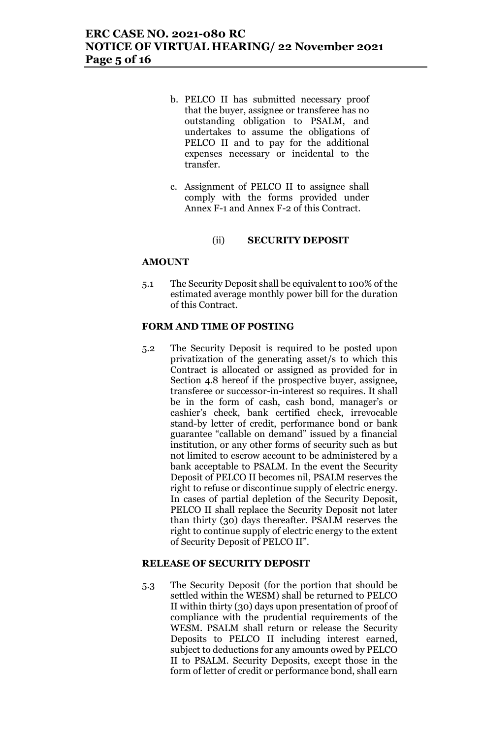b. PELCO II has submitted necessary proof that the buyer, assignee or transferee has no outstanding obligation to PSALM, and undertakes to assume the obligations of PELCO II and to pay for the additional expenses necessary or incidental to the transfer.

c. Assignment of PELCO II to assignee shall comply with the forms provided under Annex F-1 and Annex F-2 of this Contract.

(ii) **SECURITY DEPOSIT**

**AMOUNT**

5.1 The Security Deposit shall be equivalent to 100% of the estimated average monthly power bill for the duration of this Contract.

**FORM AND TIME OF POSTING**

5.2 The Security Deposit is required to be posted upon privatization of the generating asset/s to which this Contract is allocated or assigned as provided for in Section 4.8 hereof if the prospective buyer, assignee, transferee or successor-in-interest so requires. It shall be in the form of cash, cash bond, manager's or cashier's check, bank certified check, irrevocable stand-by letter of credit, performance bond or bank guarantee "callable on demand" issued by a financial institution, or any other forms of security such as but not limited to escrow account to be administered by a bank acceptable to PSALM. In the event the Security Deposit of PELCO II becomes nil, PSALM reserves the right to refuse or discontinue supply of electric energy. In cases of partial depletion of the Security Deposit, PELCO II shall replace the Security Deposit not later than thirty (30) days thereafter. PSALM reserves the right to continue supply of electric energy to the extent of Security Deposit of PELCO II".

**RELEASE OF SECURITY DEPOSIT**

5.3 The Security Deposit (for the portion that should be settled within the WESM) shall be returned to PELCO II within thirty (30) days upon presentation of proof of compliance with the prudential requirements of the WESM. PSALM shall return or release the Security Deposits to PELCO II including interest earned, subject to deductions for any amounts owed by PELCO II to PSALM. Security Deposits, except those in the form of letter of credit or performance bond, shall earn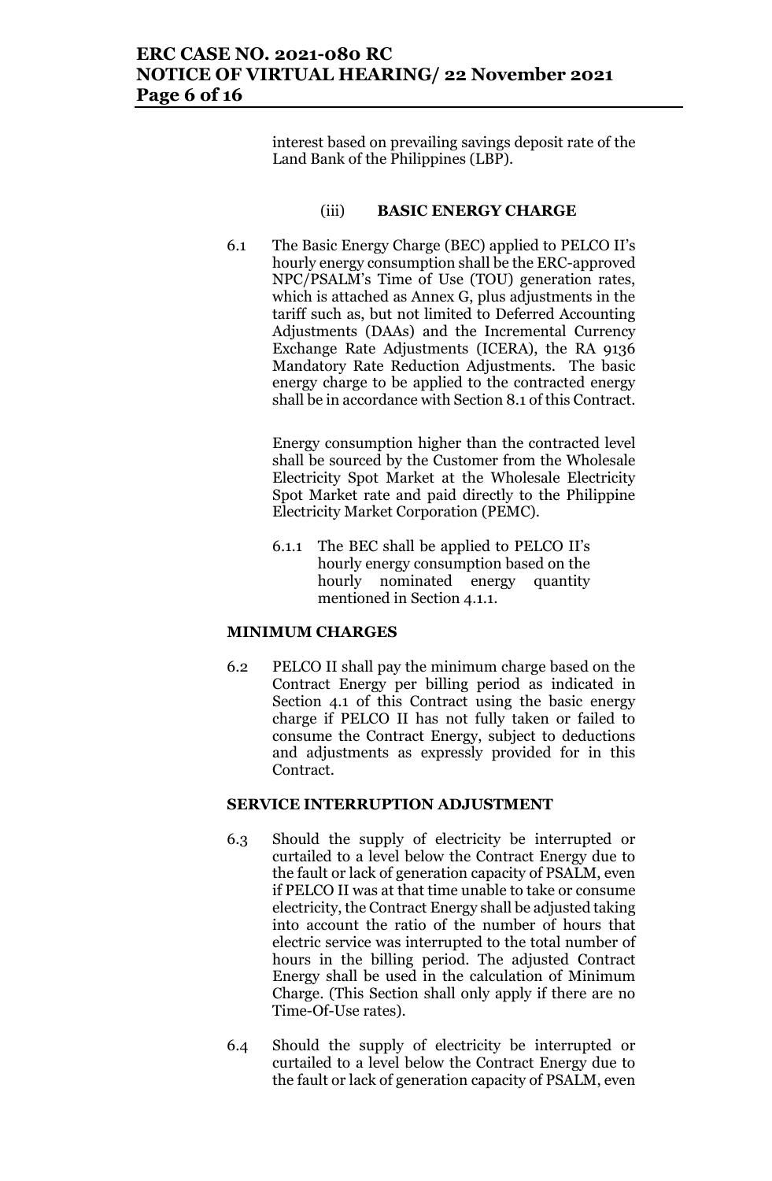interest based on prevailing savings deposit rate of the Land Bank of the Philippines (LBP).

(iii) **BASIC ENERGY CHARGE**

6.1 The Basic Energy Charge (BEC) applied to PELCO II's hourly energy consumption shall be the ERC-approved NPC/PSALM's Time of Use (TOU) generation rates, which is attached as Annex G, plus adjustments in the tariff such as, but not limited to Deferred Accounting Adjustments (DAAs) and the Incremental Currency Exchange Rate Adjustments (ICERA), the RA 9136 Mandatory Rate Reduction Adjustments. The basic energy charge to be applied to the contracted energy shall be in accordance with Section 8.1 of this Contract.

Energy consumption higher than the contracted level shall be sourced by the Customer from the Wholesale Electricity Spot Market at the Wholesale Electricity Spot Market rate and paid directly to the Philippine Electricity Market Corporation (PEMC).

6.1.1 The BEC shall be applied to PELCO II's hourly energy consumption based on the hourly nominated energy quantity mentioned in Section 4.1.1.

**MINIMUM CHARGES**

6.2 PELCO II shall pay the minimum charge based on the Contract Energy per billing period as indicated in Section 4.1 of this Contract using the basic energy charge if PELCO II has not fully taken or failed to consume the Contract Energy, subject to deductions and adjustments as expressly provided for in this Contract.

**SERVICE INTERRUPTION ADJUSTMENT**

6.3 Should the supply of electricity be interrupted or curtailed to a level below the Contract Energy due to the fault or lack of generation capacity of PSALM, even if PELCO II was at that time unable to take or consume electricity, the Contract Energy shall be adjusted taking into account the ratio of the number of hours that electric service was interrupted to the total number of hours in the billing period. The adjusted Contract Energy shall be used in the calculation of Minimum Charge. (This Section shall only apply if there are no Time-Of-Use rates).

6.4 Should the supply of electricity be interrupted or curtailed to a level below the Contract Energy due to the fault or lack of generation capacity of PSALM, even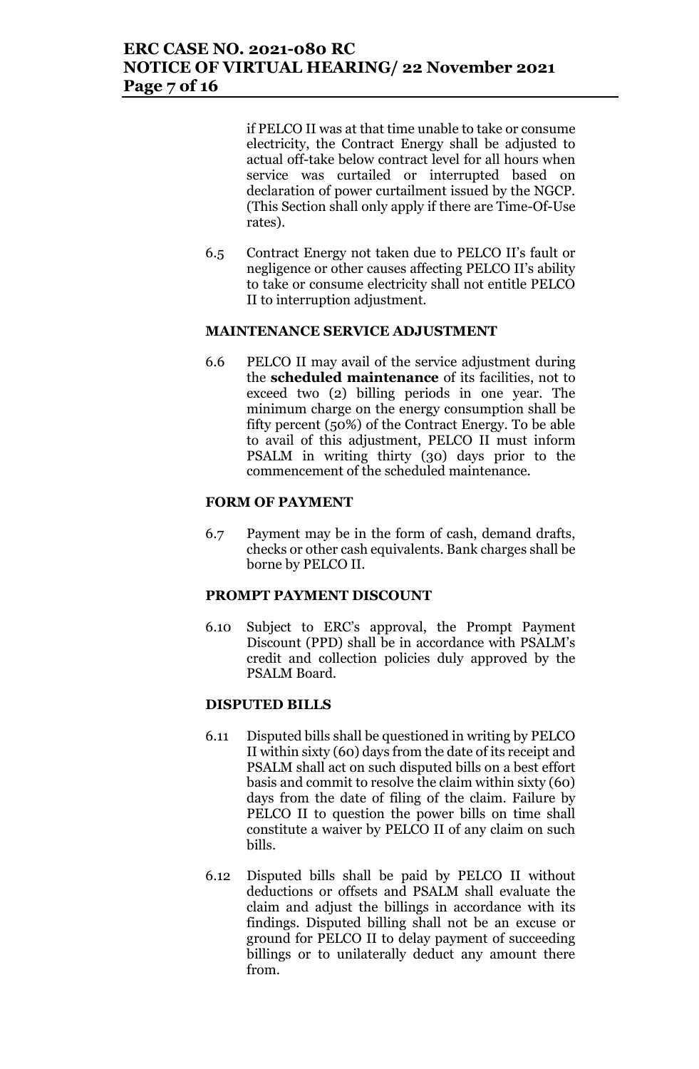if PELCO II was at that time unable to take or consume electricity, the Contract Energy shall be adjusted to actual off-take below contract level for all hours when service was curtailed or interrupted based on declaration of power curtailment issued by the NGCP. (This Section shall only apply if there are Time-Of-Use rates).

6.5 Contract Energy not taken due to PELCO II's fault or negligence or other causes affecting PELCO II's ability to take or consume electricity shall not entitle PELCO II to interruption adjustment.

**MAINTENANCE SERVICE ADJUSTMENT**

6.6 PELCO II may avail of the service adjustment during the **scheduled maintenance** of its facilities, not to exceed two (2) billing periods in one year. The minimum charge on the energy consumption shall be fifty percent (50%) of the Contract Energy. To be able to avail of this adjustment, PELCO II must inform PSALM in writing thirty (30) days prior to the commencement of the scheduled maintenance.

**FORM OF PAYMENT**

6.7 Payment may be in the form of cash, demand drafts, checks or other cash equivalents. Bank charges shall be borne by PELCO II.

**PROMPT PAYMENT DISCOUNT**

6.10 Subject to ERC's approval, the Prompt Payment Discount (PPD) shall be in accordance with PSALM's credit and collection policies duly approved by the PSALM Board.

**DISPUTED BILLS**

6.11 Disputed bills shall be questioned in writing by PELCO II within sixty (60) days from the date of its receipt and PSALM shall act on such disputed bills on a best effort basis and commit to resolve the claim within sixty (60) days from the date of filing of the claim. Failure by PELCO II to question the power bills on time shall constitute a waiver by PELCO II of any claim on such bills.

6.12 Disputed bills shall be paid by PELCO II without deductions or offsets and PSALM shall evaluate the claim and adjust the billings in accordance with its findings. Disputed billing shall not be an excuse or ground for PELCO II to delay payment of succeeding billings or to unilaterally deduct any amount there from.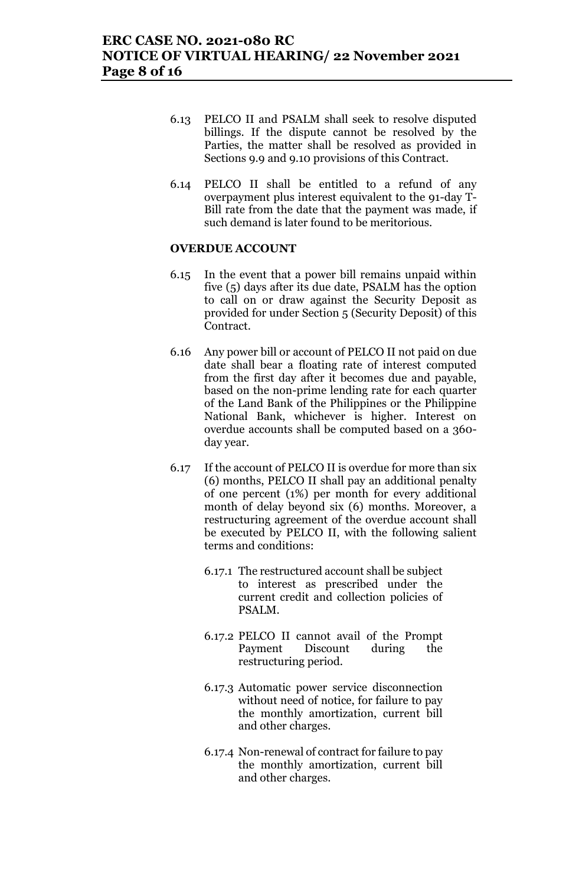6.13 PELCO II and PSALM shall seek to resolve disputed billings. If the dispute cannot be resolved by the Parties, the matter shall be resolved as provided in Sections 9.9 and 9.10 provisions of this Contract.

6.14 PELCO II shall be entitled to a refund of any overpayment plus interest equivalent to the 91-day T-Bill rate from the date that the payment was made, if such demand is later found to be meritorious.

**OVERDUE ACCOUNT**

6.15 In the event that a power bill remains unpaid within five (5) days after its due date, PSALM has the option to call on or draw against the Security Deposit as provided for under Section 5 (Security Deposit) of this Contract.

6.16 Any power bill or account of PELCO II not paid on due date shall bear a floating rate of interest computed from the first day after it becomes due and payable, based on the non-prime lending rate for each quarter of the Land Bank of the Philippines or the Philippine National Bank, whichever is higher. Interest on overdue accounts shall be computed based on a 360-day year.

6.17 If the account of PELCO II is overdue for more than six (6) months, PELCO II shall pay an additional penalty of one percent (1%) per month for every additional month of delay beyond six (6) months. Moreover, a restructuring agreement of the overdue account shall be executed by PELCO II, with the following salient terms and conditions:

6.17.1 The restructured account shall be subject to interest as prescribed under the current credit and collection policies of PSALM.

6.17.2 PELCO II cannot avail of the Prompt Payment Discount during the restructuring period.

6.17.3 Automatic power service disconnection without need of notice, for failure to pay the monthly amortization, current bill and other charges.

6.17.4 Non-renewal of contract for failure to pay the monthly amortization, current bill and other charges.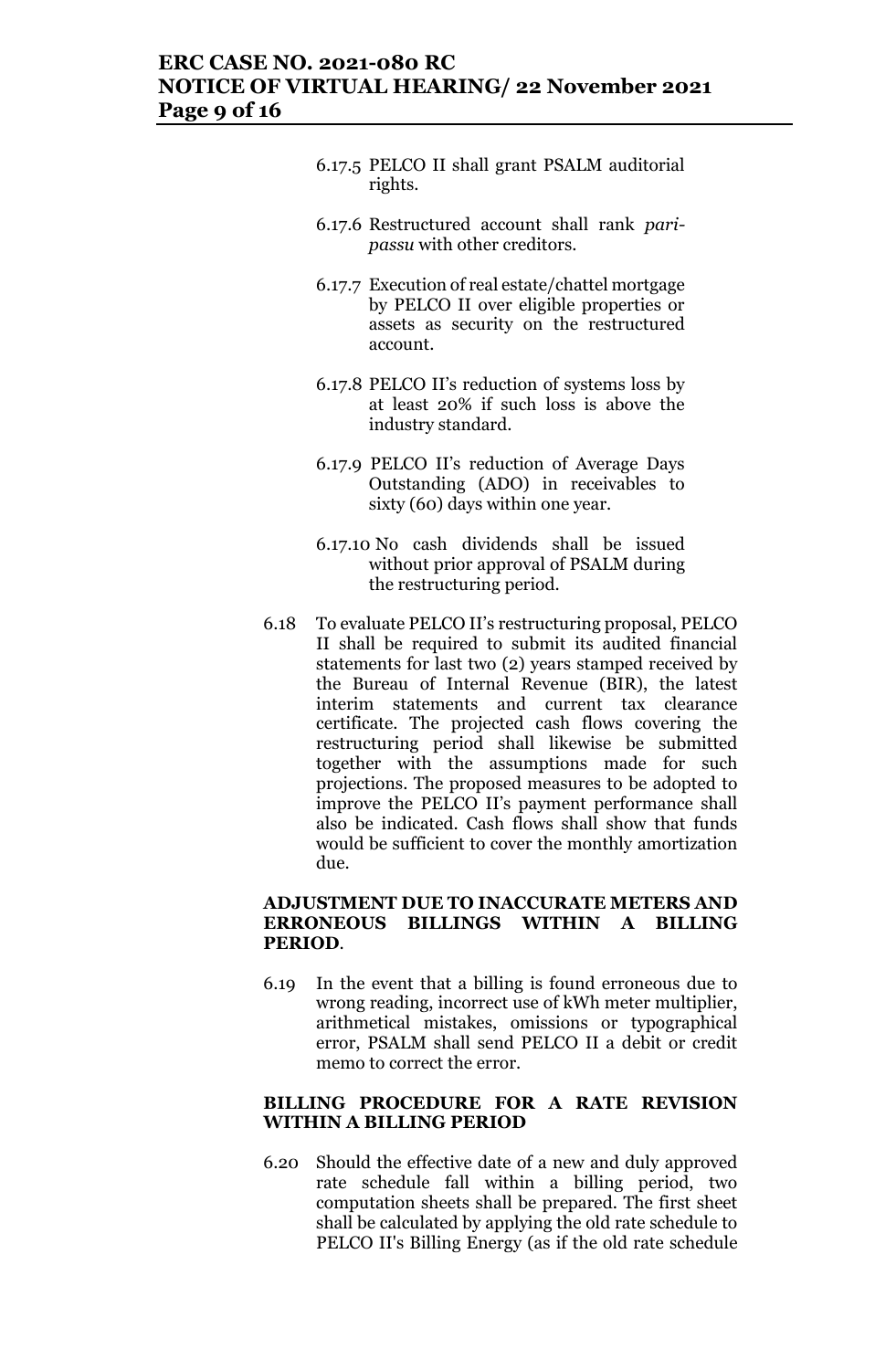6.17.5 PELCO II shall grant PSALM auditorial rights.

6.17.6 Restructured account shall rank *pari-passu* with other creditors.

6.17.7 Execution of real estate/chattel mortgage by PELCO II over eligible properties or assets as security on the restructured account.

6.17.8 PELCO II's reduction of systems loss by at least 20% if such loss is above the industry standard.

6.17.9 PELCO II's reduction of Average Days Outstanding (ADO) in receivables to sixty (60) days within one year.

6.17.10 No cash dividends shall be issued without prior approval of PSALM during the restructuring period.

6.18 To evaluate PELCO II's restructuring proposal, PELCO II shall be required to submit its audited financial statements for last two (2) years stamped received by the Bureau of Internal Revenue (BIR), the latest interim statements and current tax clearance certificate. The projected cash flows covering the restructuring period shall likewise be submitted together with the assumptions made for such projections. The proposed measures to be adopted to improve the PELCO II's payment performance shall also be indicated. Cash flows shall show that funds would be sufficient to cover the monthly amortization due.

**ADJUSTMENT DUE TO INACCURATE METERS AND ERRONEOUS BILLINGS WITHIN A BILLING PERIOD**.

6.19 In the event that a billing is found erroneous due to wrong reading, incorrect use of kWh meter multiplier, arithmetical mistakes, omissions or typographical error, PSALM shall send PELCO II a debit or credit memo to correct the error.

**BILLING PROCEDURE FOR A RATE REVISION WITHIN A BILLING PERIOD**

6.20 Should the effective date of a new and duly approved rate schedule fall within a billing period, two computation sheets shall be prepared. The first sheet shall be calculated by applying the old rate schedule to PELCO II's Billing Energy (as if the old rate schedule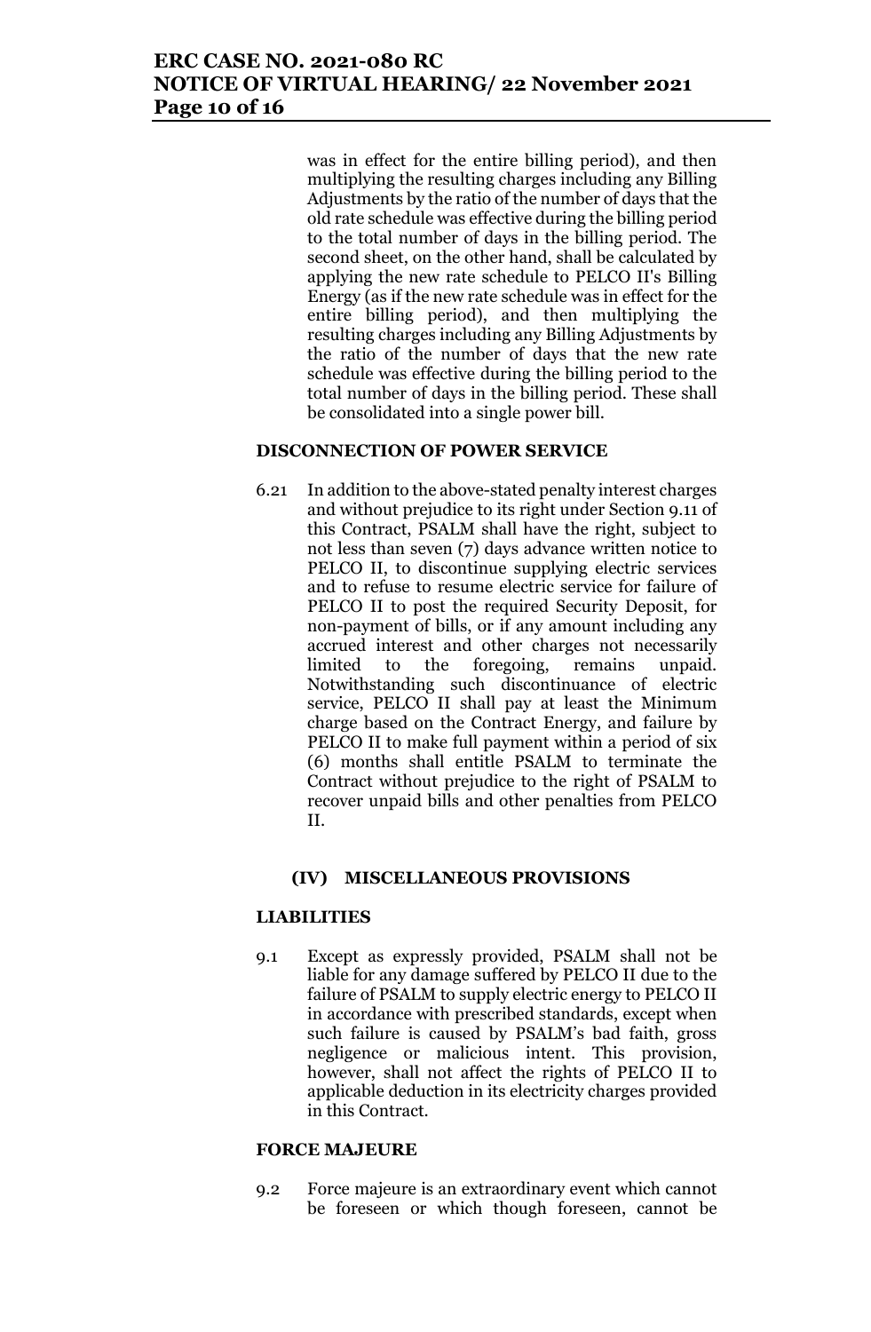was in effect for the entire billing period), and then multiplying the resulting charges including any Billing Adjustments by the ratio of the number of days that the old rate schedule was effective during the billing period to the total number of days in the billing period. The second sheet, on the other hand, shall be calculated by applying the new rate schedule to PELCO II's Billing Energy (as if the new rate schedule was in effect for the entire billing period), and then multiplying the resulting charges including any Billing Adjustments by the ratio of the number of days that the new rate schedule was effective during the billing period to the total number of days in the billing period. These shall be consolidated into a single power bill.

**DISCONNECTION OF POWER SERVICE**

6.21 In addition to the above-stated penalty interest charges and without prejudice to its right under Section 9.11 of this Contract, PSALM shall have the right, subject to not less than seven (7) days advance written notice to PELCO II, to discontinue supplying electric services and to refuse to resume electric service for failure of PELCO II to post the required Security Deposit, for non-payment of bills, or if any amount including any accrued interest and other charges not necessarily limited to the foregoing, remains unpaid. Notwithstanding such discontinuance of electric service, PELCO II shall pay at least the Minimum charge based on the Contract Energy, and failure by PELCO II to make full payment within a period of six (6) months shall entitle PSALM to terminate the Contract without prejudice to the right of PSALM to recover unpaid bills and other penalties from PELCO II.

**(IV) MISCELLANEOUS PROVISIONS**

**LIABILITIES**

9.1 Except as expressly provided, PSALM shall not be liable for any damage suffered by PELCO II due to the failure of PSALM to supply electric energy to PELCO II in accordance with prescribed standards, except when such failure is caused by PSALM's bad faith, gross negligence or malicious intent. This provision, however, shall not affect the rights of PELCO II to applicable deduction in its electricity charges provided in this Contract.

**FORCE MAJEURE**

9.2 Force majeure is an extraordinary event which cannot be foreseen or which though foreseen, cannot be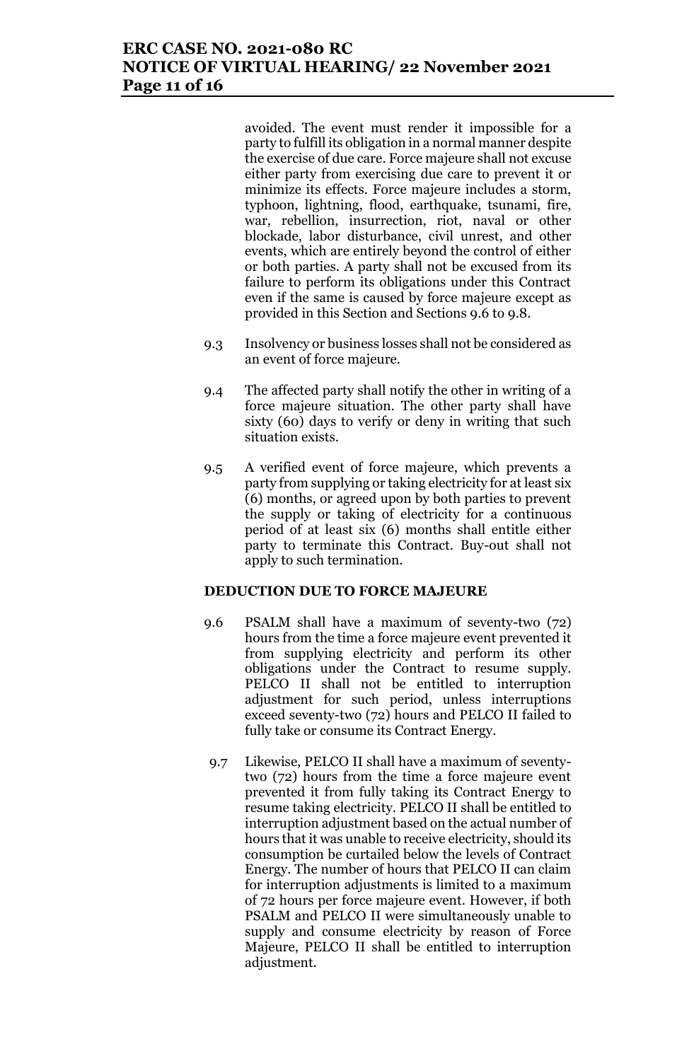avoided. The event must render it impossible for a party to fulfill its obligation in a normal manner despite the exercise of due care. Force majeure shall not excuse either party from exercising due care to prevent it or minimize its effects. Force majeure includes a storm, typhoon, lightning, flood, earthquake, tsunami, fire, war, rebellion, insurrection, riot, naval or other blockade, labor disturbance, civil unrest, and other events, which are entirely beyond the control of either or both parties. A party shall not be excused from its failure to perform its obligations under this Contract even if the same is caused by force majeure except as provided in this Section and Sections 9.6 to 9.8.

9.3 Insolvency or business losses shall not be considered as an event of force majeure.

9.4 The affected party shall notify the other in writing of a force majeure situation. The other party shall have sixty (60) days to verify or deny in writing that such situation exists.

9.5 A verified event of force majeure, which prevents a party from supplying or taking electricity for at least six (6) months, or agreed upon by both parties to prevent the supply or taking of electricity for a continuous period of at least six (6) months shall entitle either party to terminate this Contract. Buy-out shall not apply to such termination.

**DEDUCTION DUE TO FORCE MAJEURE**

9.6 PSALM shall have a maximum of seventy-two (72) hours from the time a force majeure event prevented it from supplying electricity and perform its other obligations under the Contract to resume supply. PELCO II shall not be entitled to interruption adjustment for such period, unless interruptions exceed seventy-two (72) hours and PELCO II failed to fully take or consume its Contract Energy.

9.7 Likewise, PELCO II shall have a maximum of seventy-two (72) hours from the time a force majeure event prevented it from fully taking its Contract Energy to resume taking electricity. PELCO II shall be entitled to interruption adjustment based on the actual number of hours that it was unable to receive electricity, should its consumption be curtailed below the levels of Contract Energy. The number of hours that PELCO II can claim for interruption adjustments is limited to a maximum of 72 hours per force majeure event. However, if both PSALM and PELCO II were simultaneously unable to supply and consume electricity by reason of Force Majeure, PELCO II shall be entitled to interruption adjustment.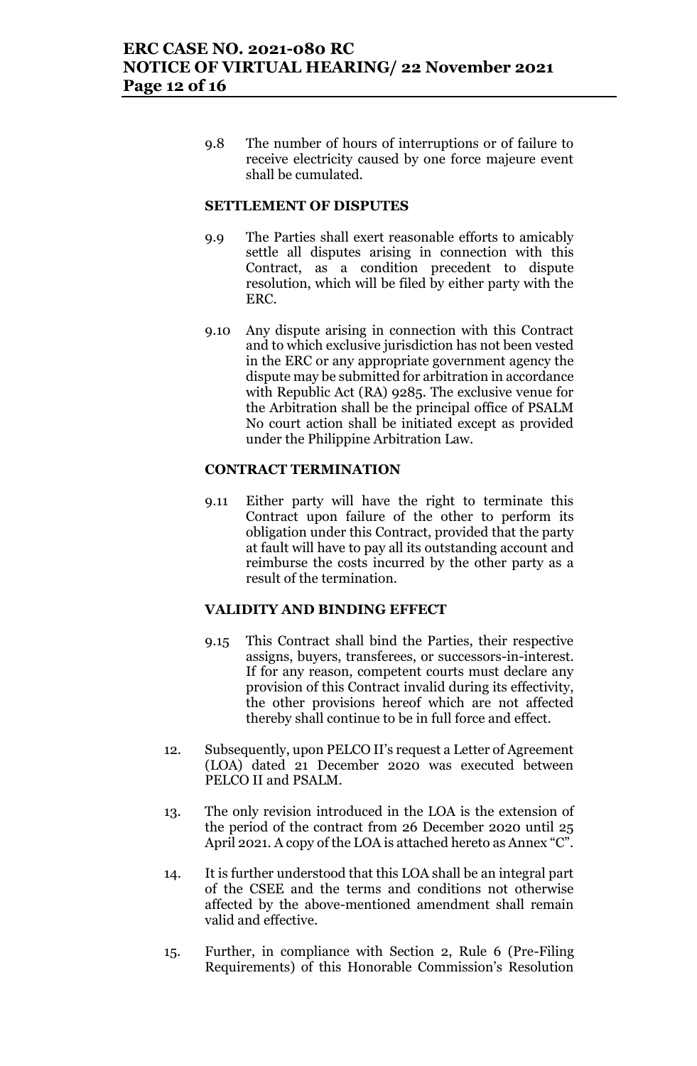9.8 The number of hours of interruptions or of failure to receive electricity caused by one force majeure event shall be cumulated.

**SETTLEMENT OF DISPUTES**

9.9 The Parties shall exert reasonable efforts to amicably settle all disputes arising in connection with this Contract, as a condition precedent to dispute resolution, which will be filed by either party with the ERC.

9.10 Any dispute arising in connection with this Contract and to which exclusive jurisdiction has not been vested in the ERC or any appropriate government agency the dispute may be submitted for arbitration in accordance with Republic Act (RA) 9285. The exclusive venue for the Arbitration shall be the principal office of PSALM No court action shall be initiated except as provided under the Philippine Arbitration Law.

**CONTRACT TERMINATION**

9.11 Either party will have the right to terminate this Contract upon failure of the other to perform its obligation under this Contract, provided that the party at fault will have to pay all its outstanding account and reimburse the costs incurred by the other party as a result of the termination.

**VALIDITY AND BINDING EFFECT**

9.15 This Contract shall bind the Parties, their respective assigns, buyers, transferees, or successors-in-interest. If for any reason, competent courts must declare any provision of this Contract invalid during its effectivity, the other provisions hereof which are not affected thereby shall continue to be in full force and effect.

12. Subsequently, upon PELCO II's request a Letter of Agreement (LOA) dated 21 December 2020 was executed between PELCO II and PSALM.

13. The only revision introduced in the LOA is the extension of the period of the contract from 26 December 2020 until 25 April 2021. A copy of the LOA is attached hereto as Annex "C".

14. It is further understood that this LOA shall be an integral part of the CSEE and the terms and conditions not otherwise affected by the above-mentioned amendment shall remain valid and effective.

15. Further, in compliance with Section 2, Rule 6 (Pre-Filing Requirements) of this Honorable Commission's Resolution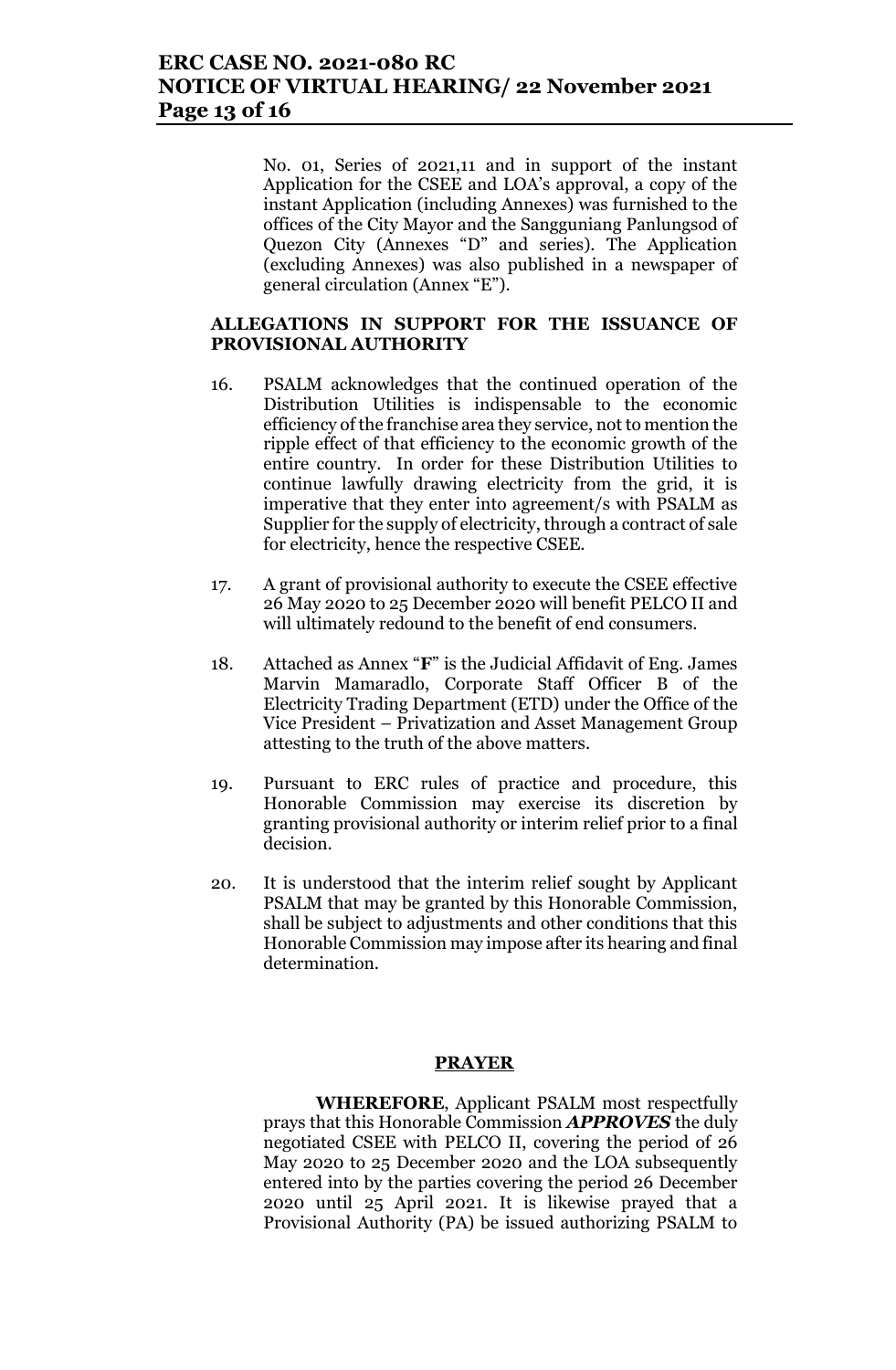No. 01, Series of 2021,11 and in support of the instant Application for the CSEE and LOA's approval, a copy of the instant Application (including Annexes) was furnished to the offices of the City Mayor and the Sangguniang Panlungsod of Quezon City (Annexes "D" and series). The Application (excluding Annexes) was also published in a newspaper of general circulation (Annex "E").

**ALLEGATIONS IN SUPPORT FOR THE ISSUANCE OF PROVISIONAL AUTHORITY**

16. PSALM acknowledges that the continued operation of the Distribution Utilities is indispensable to the economic efficiency of the franchise area they service, not to mention the ripple effect of that efficiency to the economic growth of the entire country. In order for these Distribution Utilities to continue lawfully drawing electricity from the grid, it is imperative that they enter into agreement/s with PSALM as Supplier for the supply of electricity, through a contract of sale for electricity, hence the respective CSEE.

17. A grant of provisional authority to execute the CSEE effective 26 May 2020 to 25 December 2020 will benefit PELCO II and will ultimately redound to the benefit of end consumers.

18. Attached as Annex "**F**" is the Judicial Affidavit of Eng. James Marvin Mamaradlo, Corporate Staff Officer B of the Electricity Trading Department (ETD) under the Office of the Vice President – Privatization and Asset Management Group attesting to the truth of the above matters.

19. Pursuant to ERC rules of practice and procedure, this Honorable Commission may exercise its discretion by granting provisional authority or interim relief prior to a final decision.

20. It is understood that the interim relief sought by Applicant PSALM that may be granted by this Honorable Commission, shall be subject to adjustments and other conditions that this Honorable Commission may impose after its hearing and final determination.

**PRAYER**

**WHEREFORE**, Applicant PSALM most respectfully prays that this Honorable Commission ***APPROVES*** the duly negotiated CSEE with PELCO II, covering the period of 26 May 2020 to 25 December 2020 and the LOA subsequently entered into by the parties covering the period 26 December 2020 until 25 April 2021. It is likewise prayed that a Provisional Authority (PA) be issued authorizing PSALM to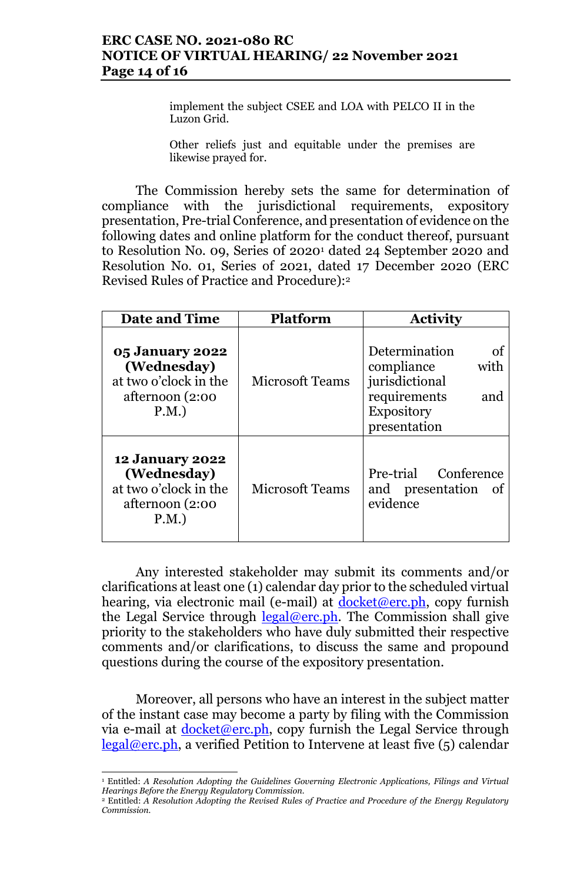implement the subject CSEE and LOA with PELCO II in the Luzon Grid.

Other reliefs just and equitable under the premises are likewise prayed for.

The Commission hereby sets the same for determination of compliance with the jurisdictional requirements, expository presentation, Pre-trial Conference, and presentation of evidence on the following dates and online platform for the conduct thereof, pursuant to Resolution No. 09, Series 0f 2020[1] dated 24 September 2020 and Resolution No. 01, Series of 2021, dated 17 December 2020 (ERC Revised Rules of Practice and Procedure):[2]

| Date and Time | Platform | Activity |
|---|---|---|
| **05 January 2022 (Wednesday)** at two o'clock in the afternoon (2:00 P.M.) | Microsoft Teams | Determination of compliance with jurisdictional requirements and Expository presentation |
| **12 January 2022 (Wednesday)** at two o'clock in the afternoon (2:00 P.M.) | Microsoft Teams | Pre-trial Conference and presentation of evidence |

Any interested stakeholder may submit its comments and/or clarifications at least one (1) calendar day prior to the scheduled virtual hearing, via electronic mail (e-mail) at docket@erc.ph, copy furnish the Legal Service through legal@erc.ph. The Commission shall give priority to the stakeholders who have duly submitted their respective comments and/or clarifications, to discuss the same and propound questions during the course of the expository presentation.

Moreover, all persons who have an interest in the subject matter of the instant case may become a party by filing with the Commission via e-mail at docket@erc.ph, copy furnish the Legal Service through legal@erc.ph, a verified Petition to Intervene at least five (5) calendar

---

[1] Entitled: *A Resolution Adopting the Guidelines Governing Electronic Applications, Filings and Virtual Hearings Before the Energy Regulatory Commission.*

[2] Entitled: *A Resolution Adopting the Revised Rules of Practice and Procedure of the Energy Regulatory Commission.*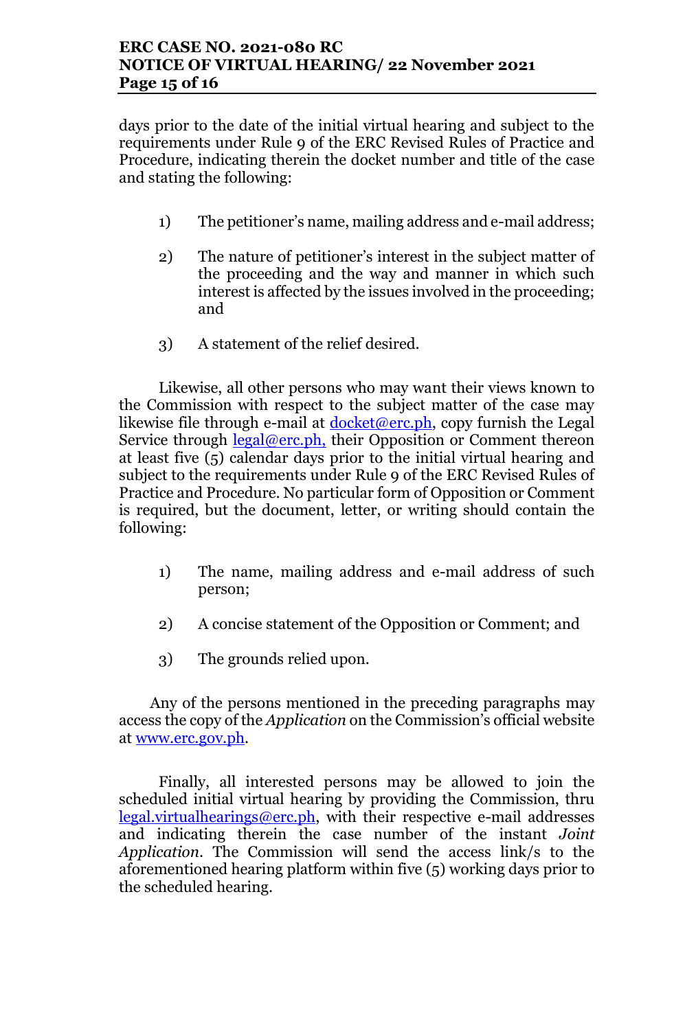days prior to the date of the initial virtual hearing and subject to the requirements under Rule 9 of the ERC Revised Rules of Practice and Procedure, indicating therein the docket number and title of the case and stating the following:

1) The petitioner's name, mailing address and e-mail address;

2) The nature of petitioner's interest in the subject matter of the proceeding and the way and manner in which such interest is affected by the issues involved in the proceeding; and

3) A statement of the relief desired.

Likewise, all other persons who may want their views known to the Commission with respect to the subject matter of the case may likewise file through e-mail at docket@erc.ph, copy furnish the Legal Service through legal@erc.ph, their Opposition or Comment thereon at least five (5) calendar days prior to the initial virtual hearing and subject to the requirements under Rule 9 of the ERC Revised Rules of Practice and Procedure. No particular form of Opposition or Comment is required, but the document, letter, or writing should contain the following:

1) The name, mailing address and e-mail address of such person;

2) A concise statement of the Opposition or Comment; and

3) The grounds relied upon.

Any of the persons mentioned in the preceding paragraphs may access the copy of the *Application* on the Commission's official website at www.erc.gov.ph.

Finally, all interested persons may be allowed to join the scheduled initial virtual hearing by providing the Commission, thru legal.virtualhearings@erc.ph, with their respective e-mail addresses and indicating therein the case number of the instant *Joint Application*. The Commission will send the access link/s to the aforementioned hearing platform within five (5) working days prior to the scheduled hearing.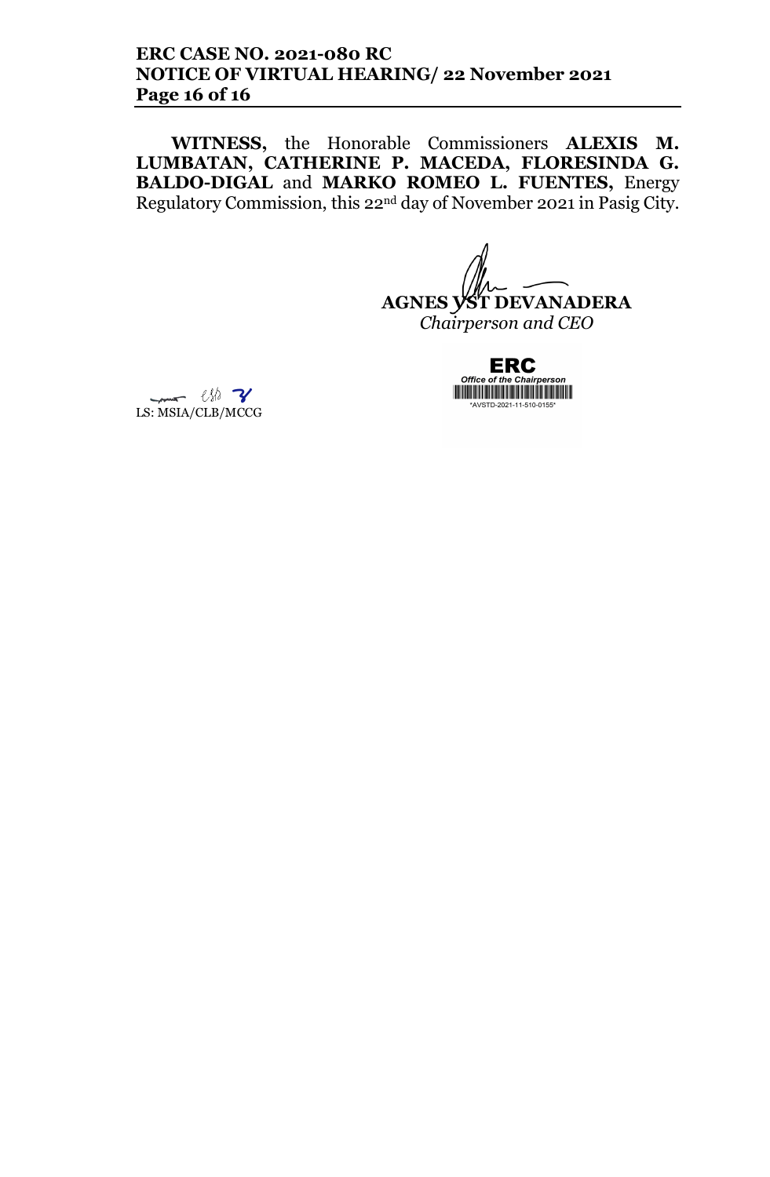**WITNESS,** the Honorable Commissioners **ALEXIS M. LUMBATAN, CATHERINE P. MACEDA, FLORESINDA G. BALDO-DIGAL** and **MARKO ROMEO L. FUENTES,** Energy Regulatory Commission, this 22nd day of November 2021 in Pasig City.

**AGNES VST DEVANADERA**
*Chairperson and CEO*

ERC
*Office of the Chairperson*
*AVSTD-2021-11-510-0155*

LS: MSIA/CLB/MCCG